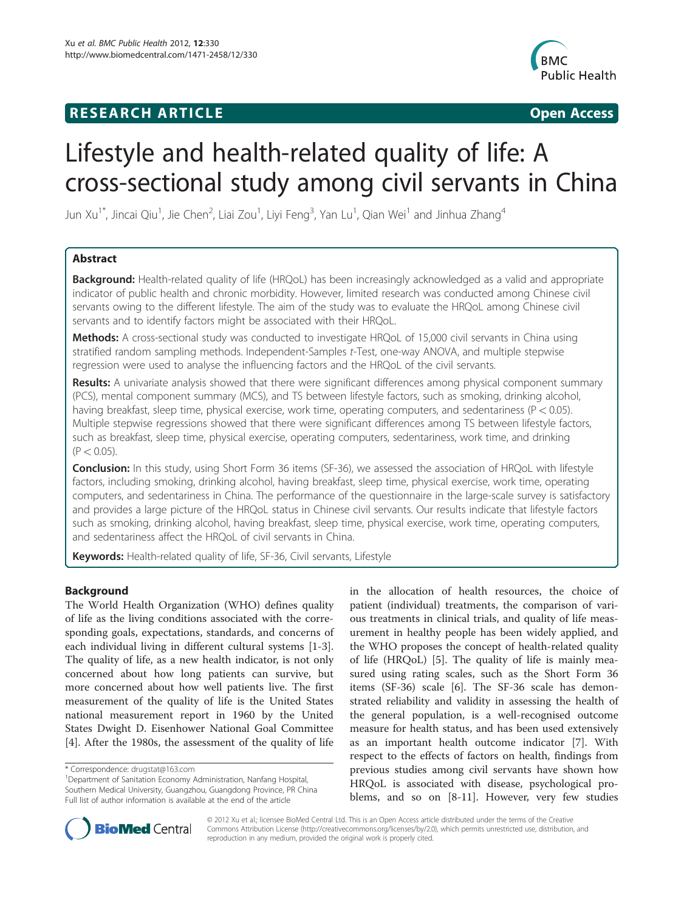**RESEARCH ARTICLE** **Open Access**

# Lifestyle and health-related quality of life: A cross-sectional study among civil servants in China

Jun Xu[1*], Jincai Qiu[1], Jie Chen[2], Liai Zou[1], Liyi Feng[3], Yan Lu[1], Qian Wei[1] and Jinhua Zhang[4]

## Abstract

**Background:** Health-related quality of life (HRQoL) has been increasingly acknowledged as a valid and appropriate indicator of public health and chronic morbidity. However, limited research was conducted among Chinese civil servants owing to the different lifestyle. The aim of the study was to evaluate the HRQoL among Chinese civil servants and to identify factors might be associated with their HRQoL.

**Methods:** A cross-sectional study was conducted to investigate HRQoL of 15,000 civil servants in China using stratified random sampling methods. Independent-Samples *t*-Test, one-way ANOVA, and multiple stepwise regression were used to analyse the influencing factors and the HRQoL of the civil servants.

**Results:** A univariate analysis showed that there were significant differences among physical component summary (PCS), mental component summary (MCS), and TS between lifestyle factors, such as smoking, drinking alcohol, having breakfast, sleep time, physical exercise, work time, operating computers, and sedentariness ($P < 0.05$). Multiple stepwise regressions showed that there were significant differences among TS between lifestyle factors, such as breakfast, sleep time, physical exercise, operating computers, sedentariness, work time, and drinking ($P < 0.05$).

**Conclusion:** In this study, using Short Form 36 items (SF-36), we assessed the association of HRQoL with lifestyle factors, including smoking, drinking alcohol, having breakfast, sleep time, physical exercise, work time, operating computers, and sedentariness in China. The performance of the questionnaire in the large-scale survey is satisfactory and provides a large picture of the HRQoL status in Chinese civil servants. Our results indicate that lifestyle factors such as smoking, drinking alcohol, having breakfast, sleep time, physical exercise, work time, operating computers, and sedentariness affect the HRQoL of civil servants in China.

**Keywords:** Health-related quality of life, SF-36, Civil servants, Lifestyle

## Background

The World Health Organization (WHO) defines quality of life as the living conditions associated with the corresponding goals, expectations, standards, and concerns of each individual living in different cultural systems [1-3]. The quality of life, as a new health indicator, is not only concerned about how long patients can survive, but more concerned about how well patients live. The first measurement of the quality of life is the United States national measurement report in 1960 by the United States Dwight D. Eisenhower National Goal Committee [4]. After the 1980s, the assessment of the quality of life in the allocation of health resources, the choice of patient (individual) treatments, the comparison of various treatments in clinical trials, and quality of life measurement in healthy people has been widely applied, and the WHO proposes the concept of health-related quality of life (HRQoL) [5]. The quality of life is mainly measured using rating scales, such as the Short Form 36 items (SF-36) scale [6]. The SF-36 scale has demonstrated reliability and validity in assessing the health of the general population, is a well-recognised outcome measure for health status, and has been used extensively as an important health outcome indicator [7]. With respect to the effects of factors on health, findings from previous studies among civil servants have shown how HRQoL is associated with disease, psychological problems, and so on [8-11]. However, very few studies

\* Correspondence: drugstat@163.com
[1]Department of Sanitation Economy Administration, Nanfang Hospital, Southern Medical University, Guangzhou, Guangdong Province, PR China
Full list of author information is available at the end of the article

© 2012 Xu et al.; licensee BioMed Central Ltd. This is an Open Access article distributed under the terms of the Creative Commons Attribution License (http://creativecommons.org/licenses/by/2.0), which permits unrestricted use, distribution, and reproduction in any medium, provided the original work is properly cited.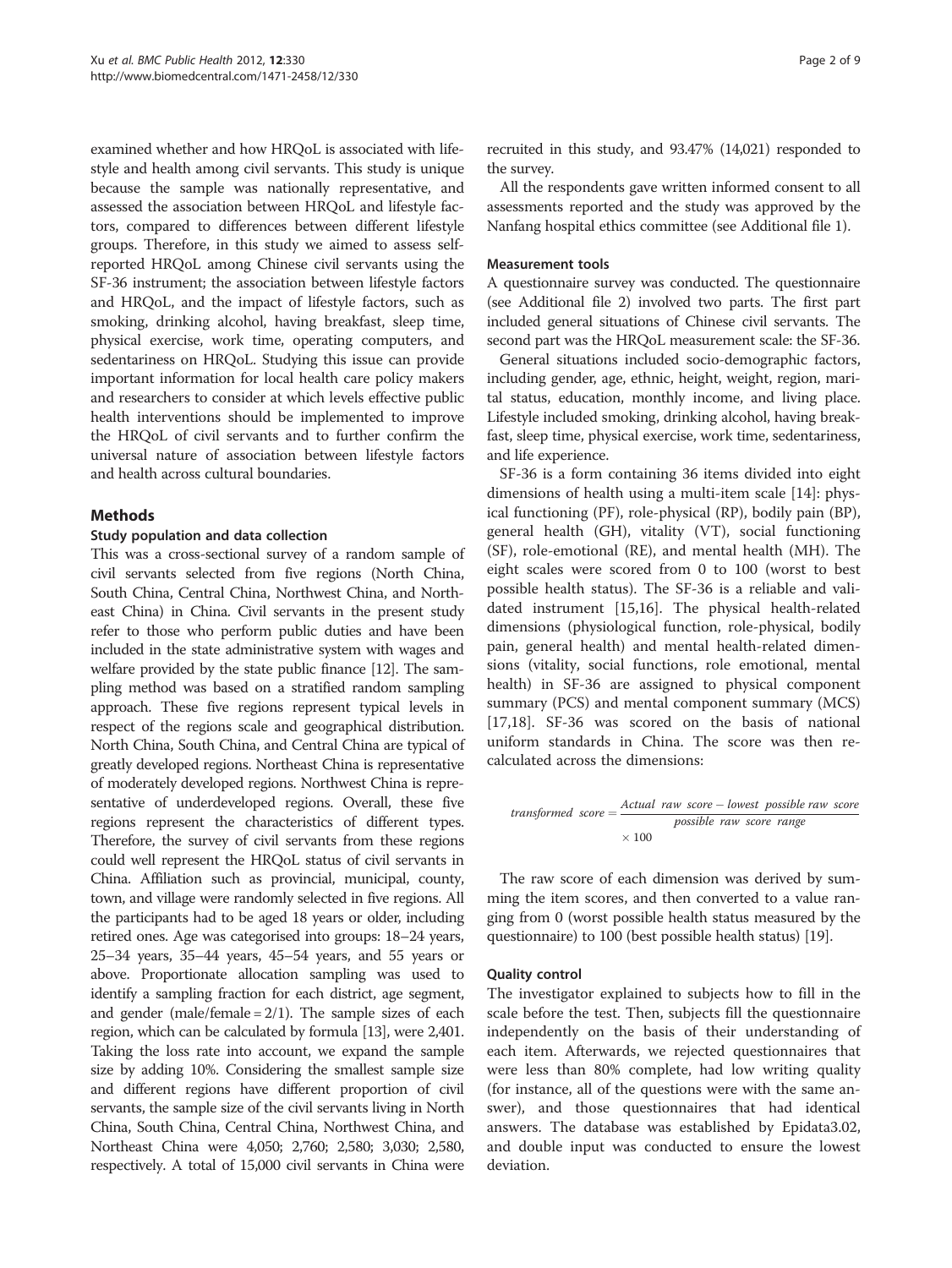examined whether and how HRQoL is associated with lifestyle and health among civil servants. This study is unique because the sample was nationally representative, and assessed the association between HRQoL and lifestyle factors, compared to differences between different lifestyle groups. Therefore, in this study we aimed to assess self-reported HRQoL among Chinese civil servants using the SF-36 instrument; the association between lifestyle factors and HRQoL, and the impact of lifestyle factors, such as smoking, drinking alcohol, having breakfast, sleep time, physical exercise, work time, operating computers, and sedentariness on HRQoL. Studying this issue can provide important information for local health care policy makers and researchers to consider at which levels effective public health interventions should be implemented to improve the HRQoL of civil servants and to further confirm the universal nature of association between lifestyle factors and health across cultural boundaries.

## Methods

### Study population and data collection

This was a cross-sectional survey of a random sample of civil servants selected from five regions (North China, South China, Central China, Northwest China, and Northeast China) in China. Civil servants in the present study refer to those who perform public duties and have been included in the state administrative system with wages and welfare provided by the state public finance [12]. The sampling method was based on a stratified random sampling approach. These five regions represent typical levels in respect of the regions scale and geographical distribution. North China, South China, and Central China are typical of greatly developed regions. Northeast China is representative of moderately developed regions. Northwest China is representative of underdeveloped regions. Overall, these five regions represent the characteristics of different types. Therefore, the survey of civil servants from these regions could well represent the HRQoL status of civil servants in China. Affiliation such as provincial, municipal, county, town, and village were randomly selected in five regions. All the participants had to be aged 18 years or older, including retired ones. Age was categorised into groups: 18–24 years, 25–34 years, 35–44 years, 45–54 years, and 55 years or above. Proportionate allocation sampling was used to identify a sampling fraction for each district, age segment, and gender (male/female = 2/1). The sample sizes of each region, which can be calculated by formula [13], were 2,401. Taking the loss rate into account, we expand the sample size by adding 10%. Considering the smallest sample size and different regions have different proportion of civil servants, the sample size of the civil servants living in North China, South China, Central China, Northwest China, and Northeast China were 4,050; 2,760; 2,580; 3,030; 2,580, respectively. A total of 15,000 civil servants in China were recruited in this study, and 93.47% (14,021) responded to the survey.

All the respondents gave written informed consent to all assessments reported and the study was approved by the Nanfang hospital ethics committee (see Additional file 1).

### Measurement tools

A questionnaire survey was conducted. The questionnaire (see Additional file 2) involved two parts. The first part included general situations of Chinese civil servants. The second part was the HRQoL measurement scale: the SF-36.

General situations included socio-demographic factors, including gender, age, ethnic, height, weight, region, marital status, education, monthly income, and living place. Lifestyle included smoking, drinking alcohol, having breakfast, sleep time, physical exercise, work time, sedentariness, and life experience.

SF-36 is a form containing 36 items divided into eight dimensions of health using a multi-item scale [14]: physical functioning (PF), role-physical (RP), bodily pain (BP), general health (GH), vitality (VT), social functioning (SF), role-emotional (RE), and mental health (MH). The eight scales were scored from 0 to 100 (worst to best possible health status). The SF-36 is a reliable and validated instrument [15,16]. The physical health-related dimensions (physiological function, role-physical, bodily pain, general health) and mental health-related dimensions (vitality, social functions, role emotional, mental health) in SF-36 are assigned to physical component summary (PCS) and mental component summary (MCS) [17,18]. SF-36 was scored on the basis of national uniform standards in China. The score was then re-calculated across the dimensions:

$$transformed\ score = \frac{Actual\ raw\ score - lowest\ possible\ raw\ score}{possible\ raw\ score\ range} \times 100$$

The raw score of each dimension was derived by summing the item scores, and then converted to a value ranging from 0 (worst possible health status measured by the questionnaire) to 100 (best possible health status) [19].

### Quality control

The investigator explained to subjects how to fill in the scale before the test. Then, subjects fill the questionnaire independently on the basis of their understanding of each item. Afterwards, we rejected questionnaires that were less than 80% complete, had low writing quality (for instance, all of the questions were with the same answer), and those questionnaires that had identical answers. The database was established by Epidata3.02, and double input was conducted to ensure the lowest deviation.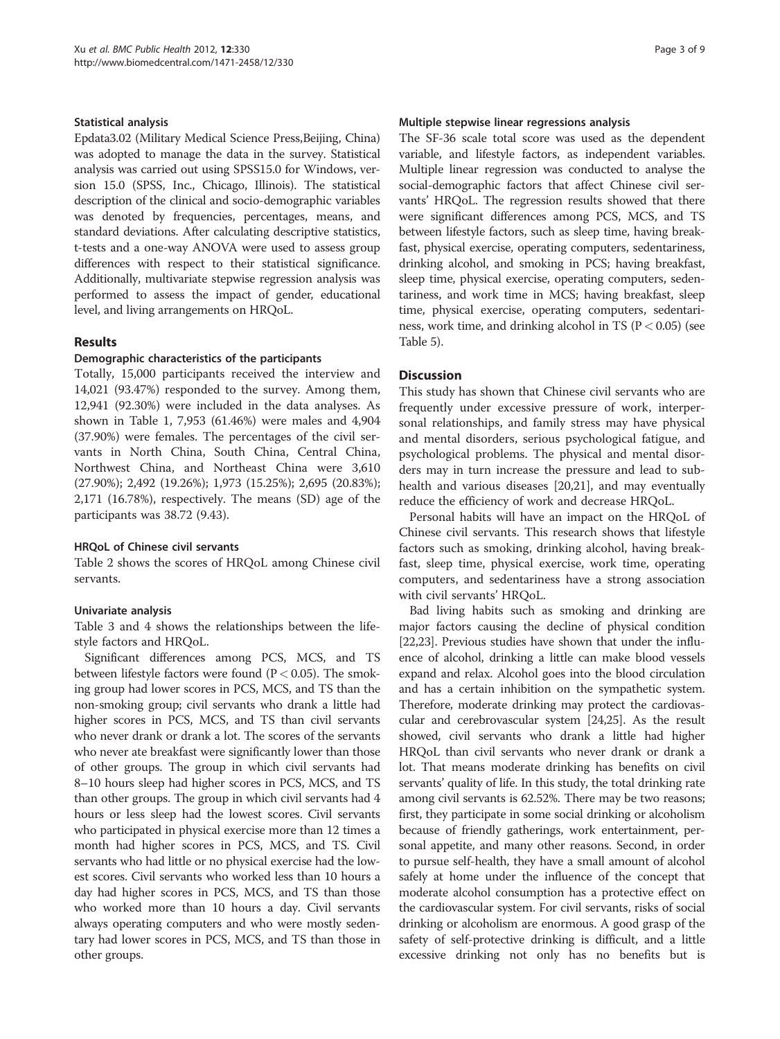### Statistical analysis

Epdata3.02 (Military Medical Science Press,Beijing, China) was adopted to manage the data in the survey. Statistical analysis was carried out using SPSS15.0 for Windows, version 15.0 (SPSS, Inc., Chicago, Illinois). The statistical description of the clinical and socio-demographic variables was denoted by frequencies, percentages, means, and standard deviations. After calculating descriptive statistics, t-tests and a one-way ANOVA were used to assess group differences with respect to their statistical significance. Additionally, multivariate stepwise regression analysis was performed to assess the impact of gender, educational level, and living arrangements on HRQoL.

## Results

### Demographic characteristics of the participants

Totally, 15,000 participants received the interview and 14,021 (93.47%) responded to the survey. Among them, 12,941 (92.30%) were included in the data analyses. As shown in Table 1, 7,953 (61.46%) were males and 4,904 (37.90%) were females. The percentages of the civil servants in North China, South China, Central China, Northwest China, and Northeast China were 3,610 (27.90%); 2,492 (19.26%); 1,973 (15.25%); 2,695 (20.83%); 2,171 (16.78%), respectively. The means (SD) age of the participants was 38.72 (9.43).

### HRQoL of Chinese civil servants

Table 2 shows the scores of HRQoL among Chinese civil servants.

### Univariate analysis

Table 3 and 4 shows the relationships between the lifestyle factors and HRQoL.

Significant differences among PCS, MCS, and TS between lifestyle factors were found ($P < 0.05$). The smoking group had lower scores in PCS, MCS, and TS than the non-smoking group; civil servants who drank a little had higher scores in PCS, MCS, and TS than civil servants who never drank or drank a lot. The scores of the servants who never ate breakfast were significantly lower than those of other groups. The group in which civil servants had 8–10 hours sleep had higher scores in PCS, MCS, and TS than other groups. The group in which civil servants had 4 hours or less sleep had the lowest scores. Civil servants who participated in physical exercise more than 12 times a month had higher scores in PCS, MCS, and TS. Civil servants who had little or no physical exercise had the lowest scores. Civil servants who worked less than 10 hours a day had higher scores in PCS, MCS, and TS than those who worked more than 10 hours a day. Civil servants always operating computers and who were mostly sedentary had lower scores in PCS, MCS, and TS than those in other groups.

### Multiple stepwise linear regressions analysis

The SF-36 scale total score was used as the dependent variable, and lifestyle factors, as independent variables. Multiple linear regression was conducted to analyse the social-demographic factors that affect Chinese civil servants' HRQoL. The regression results showed that there were significant differences among PCS, MCS, and TS between lifestyle factors, such as sleep time, having breakfast, physical exercise, operating computers, sedentariness, drinking alcohol, and smoking in PCS; having breakfast, sleep time, physical exercise, operating computers, sedentariness, and work time in MCS; having breakfast, sleep time, physical exercise, operating computers, sedentariness, work time, and drinking alcohol in TS ($P < 0.05$) (see Table 5).

## Discussion

This study has shown that Chinese civil servants who are frequently under excessive pressure of work, interpersonal relationships, and family stress may have physical and mental disorders, serious psychological fatigue, and psychological problems. The physical and mental disorders may in turn increase the pressure and lead to subhealth and various diseases [20,21], and may eventually reduce the efficiency of work and decrease HRQoL.

Personal habits will have an impact on the HRQoL of Chinese civil servants. This research shows that lifestyle factors such as smoking, drinking alcohol, having breakfast, sleep time, physical exercise, work time, operating computers, and sedentariness have a strong association with civil servants' HRQoL.

Bad living habits such as smoking and drinking are major factors causing the decline of physical condition [22,23]. Previous studies have shown that under the influence of alcohol, drinking a little can make blood vessels expand and relax. Alcohol goes into the blood circulation and has a certain inhibition on the sympathetic system. Therefore, moderate drinking may protect the cardiovascular and cerebrovascular system [24,25]. As the result showed, civil servants who drank a little had higher HRQoL than civil servants who never drank or drank a lot. That means moderate drinking has benefits on civil servants' quality of life. In this study, the total drinking rate among civil servants is 62.52%. There may be two reasons; first, they participate in some social drinking or alcoholism because of friendly gatherings, work entertainment, personal appetite, and many other reasons. Second, in order to pursue self-health, they have a small amount of alcohol safely at home under the influence of the concept that moderate alcohol consumption has a protective effect on the cardiovascular system. For civil servants, risks of social drinking or alcoholism are enormous. A good grasp of the safety of self-protective drinking is difficult, and a little excessive drinking not only has no benefits but is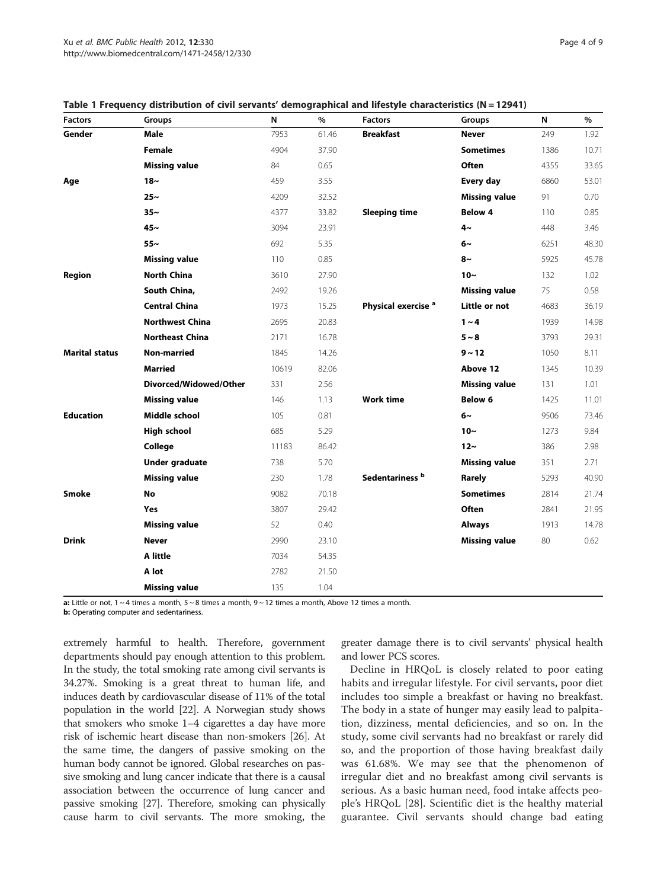**Table 1 Frequency distribution of civil servants' demographical and lifestyle characteristics (N = 12941)**

| Factors | Groups | N | % | Factors | Groups | N | % |
|---|---|---|---|---|---|---|---|
| **Gender** | **Male** | 7953 | 61.46 | **Breakfast** | **Never** | 249 | 1.92 |
| | **Female** | 4904 | 37.90 | | **Sometimes** | 1386 | 10.71 |
| | **Missing value** | 84 | 0.65 | | **Often** | 4355 | 33.65 |
| **Age** | **18~** | 459 | 3.55 | | **Every day** | 6860 | 53.01 |
| | **25~** | 4209 | 32.52 | | **Missing value** | 91 | 0.70 |
| | **35~** | 4377 | 33.82 | **Sleeping time** | **Below 4** | 110 | 0.85 |
| | **45~** | 3094 | 23.91 | | **4~** | 448 | 3.46 |
| | **55~** | 692 | 5.35 | | **6~** | 6251 | 48.30 |
| | **Missing value** | 110 | 0.85 | | **8~** | 5925 | 45.78 |
| **Region** | **North China** | 3610 | 27.90 | | **10~** | 132 | 1.02 |
| | **South China,** | 2492 | 19.26 | | **Missing value** | 75 | 0.58 |
| | **Central China** | 1973 | 15.25 | **Physical exercise [a]** | **Little or not** | 4683 | 36.19 |
| | **Northwest China** | 2695 | 20.83 | | **1 ~ 4** | 1939 | 14.98 |
| | **Northeast China** | 2171 | 16.78 | | **5 ~ 8** | 3793 | 29.31 |
| **Marital status** | **Non-married** | 1845 | 14.26 | | **9 ~ 12** | 1050 | 8.11 |
| | **Married** | 10619 | 82.06 | | **Above 12** | 1345 | 10.39 |
| | **Divorced/Widowed/Other** | 331 | 2.56 | | **Missing value** | 131 | 1.01 |
| | **Missing value** | 146 | 1.13 | **Work time** | **Below 6** | 1425 | 11.01 |
| **Education** | **Middle school** | 105 | 0.81 | | **6~** | 9506 | 73.46 |
| | **High school** | 685 | 5.29 | | **10~** | 1273 | 9.84 |
| | **College** | 11183 | 86.42 | | **12~** | 386 | 2.98 |
| | **Under graduate** | 738 | 5.70 | | **Missing value** | 351 | 2.71 |
| | **Missing value** | 230 | 1.78 | **Sedentariness [b]** | **Rarely** | 5293 | 40.90 |
| **Smoke** | **No** | 9082 | 70.18 | | **Sometimes** | 2814 | 21.74 |
| | **Yes** | 3807 | 29.42 | | **Often** | 2841 | 21.95 |
| | **Missing value** | 52 | 0.40 | | **Always** | 1913 | 14.78 |
| **Drink** | **Never** | 2990 | 23.10 | | **Missing value** | 80 | 0.62 |
| | **A little** | 7034 | 54.35 | | | | |
| | **A lot** | 2782 | 21.50 | | | | |
| | **Missing value** | 135 | 1.04 | | | | |

**a:** Little or not, 1 ~ 4 times a month, 5 ~ 8 times a month, 9 ~ 12 times a month, Above 12 times a month.
**b:** Operating computer and sedentariness.

extremely harmful to health. Therefore, government departments should pay enough attention to this problem. In the study, the total smoking rate among civil servants is 34.27%. Smoking is a great threat to human life, and induces death by cardiovascular disease of 11% of the total population in the world [22]. A Norwegian study shows that smokers who smoke 1–4 cigarettes a day have more risk of ischemic heart disease than non-smokers [26]. At the same time, the dangers of passive smoking on the human body cannot be ignored. Global researches on passive smoking and lung cancer indicate that there is a causal association between the occurrence of lung cancer and passive smoking [27]. Therefore, smoking can physically cause harm to civil servants. The more smoking, the greater damage there is to civil servants' physical health and lower PCS scores.

Decline in HRQoL is closely related to poor eating habits and irregular lifestyle. For civil servants, poor diet includes too simple a breakfast or having no breakfast. The body in a state of hunger may easily lead to palpitation, dizziness, mental deficiencies, and so on. In the study, some civil servants had no breakfast or rarely did so, and the proportion of those having breakfast daily was 61.68%. We may see that the phenomenon of irregular diet and no breakfast among civil servants is serious. As a basic human need, food intake affects people's HRQoL [28]. Scientific diet is the healthy material guarantee. Civil servants should change bad eating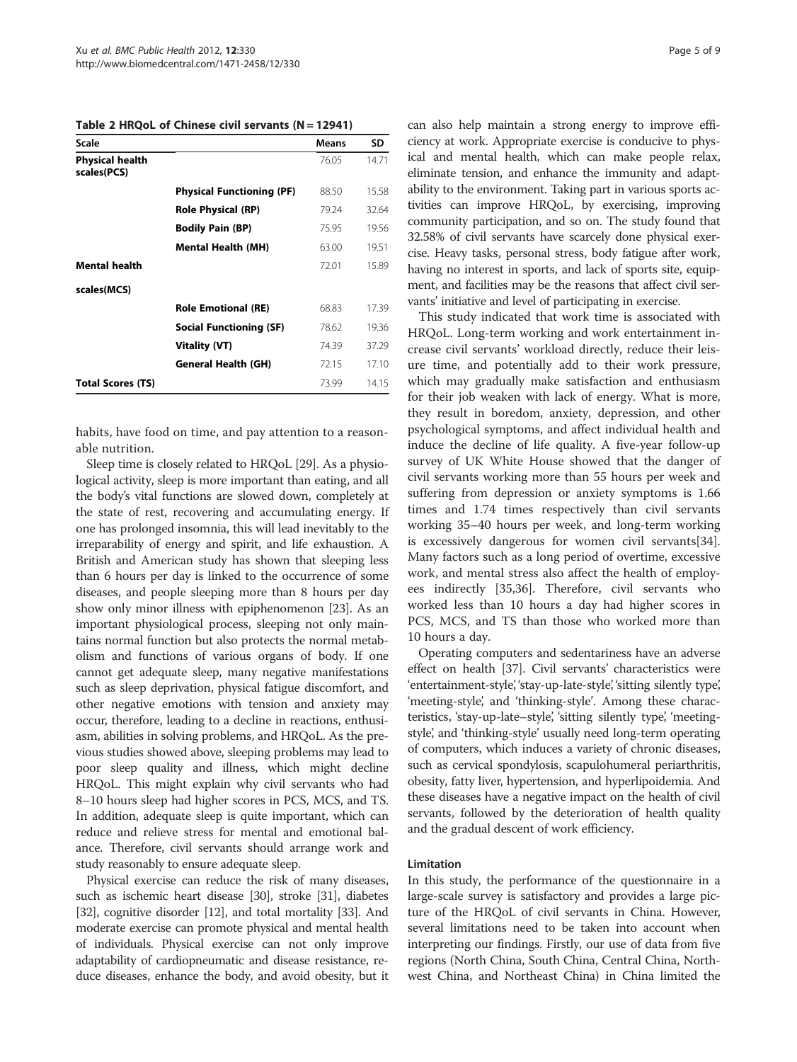**Table 2 HRQoL of Chinese civil servants (N = 12941)**

| Scale | | Means | SD |
|---|---|---|---|
| **Physical health scales(PCS)** | | 76.05 | 14.71 |
| | **Physical Functioning (PF)** | 88.50 | 15.58 |
| | **Role Physical (RP)** | 79.24 | 32.64 |
| | **Bodily Pain (BP)** | 75.95 | 19.56 |
| | **Mental Health (MH)** | 63.00 | 19.51 |
| **Mental health scales(MCS)** | | 72.01 | 15.89 |
| | **Role Emotional (RE)** | 68.83 | 17.39 |
| | **Social Functioning (SF)** | 78.62 | 19.36 |
| | **Vitality (VT)** | 74.39 | 37.29 |
| | **General Health (GH)** | 72.15 | 17.10 |
| **Total Scores (TS)** | | 73.99 | 14.15 |

habits, have food on time, and pay attention to a reasonable nutrition.

Sleep time is closely related to HRQoL [29]. As a physiological activity, sleep is more important than eating, and all the body's vital functions are slowed down, completely at the state of rest, recovering and accumulating energy. If one has prolonged insomnia, this will lead inevitably to the irreparability of energy and spirit, and life exhaustion. A British and American study has shown that sleeping less than 6 hours per day is linked to the occurrence of some diseases, and people sleeping more than 8 hours per day show only minor illness with epiphenomenon [23]. As an important physiological process, sleeping not only maintains normal function but also protects the normal metabolism and functions of various organs of body. If one cannot get adequate sleep, many negative manifestations such as sleep deprivation, physical fatigue discomfort, and other negative emotions with tension and anxiety may occur, therefore, leading to a decline in reactions, enthusiasm, abilities in solving problems, and HRQoL. As the previous studies showed above, sleeping problems may lead to poor sleep quality and illness, which might decline HRQoL. This might explain why civil servants who had 8–10 hours sleep had higher scores in PCS, MCS, and TS. In addition, adequate sleep is quite important, which can reduce and relieve stress for mental and emotional balance. Therefore, civil servants should arrange work and study reasonably to ensure adequate sleep.

Physical exercise can reduce the risk of many diseases, such as ischemic heart disease [30], stroke [31], diabetes [32], cognitive disorder [12], and total mortality [33]. And moderate exercise can promote physical and mental health of individuals. Physical exercise can not only improve adaptability of cardiopneumatic and disease resistance, reduce diseases, enhance the body, and avoid obesity, but it can also help maintain a strong energy to improve efficiency at work. Appropriate exercise is conducive to physical and mental health, which can make people relax, eliminate tension, and enhance the immunity and adaptability to the environment. Taking part in various sports activities can improve HRQoL, by exercising, improving community participation, and so on. The study found that 32.58% of civil servants have scarcely done physical exercise. Heavy tasks, personal stress, body fatigue after work, having no interest in sports, and lack of sports site, equipment, and facilities may be the reasons that affect civil servants' initiative and level of participating in exercise.

This study indicated that work time is associated with HRQoL. Long-term working and work entertainment increase civil servants' workload directly, reduce their leisure time, and potentially add to their work pressure, which may gradually make satisfaction and enthusiasm for their job weaken with lack of energy. What is more, they result in boredom, anxiety, depression, and other psychological symptoms, and affect individual health and induce the decline of life quality. A five-year follow-up survey of UK White House showed that the danger of civil servants working more than 55 hours per week and suffering from depression or anxiety symptoms is 1.66 times and 1.74 times respectively than civil servants working 35–40 hours per week, and long-term working is excessively dangerous for women civil servants[34]. Many factors such as a long period of overtime, excessive work, and mental stress also affect the health of employees indirectly [35,36]. Therefore, civil servants who worked less than 10 hours a day had higher scores in PCS, MCS, and TS than those who worked more than 10 hours a day.

Operating computers and sedentariness have an adverse effect on health [37]. Civil servants' characteristics were 'entertainment-style', 'stay-up-late-style', 'sitting silently type', 'meeting-style', and 'thinking-style'. Among these characteristics, 'stay-up-late–style', 'sitting silently type', 'meeting-style', and 'thinking-style' usually need long-term operating of computers, which induces a variety of chronic diseases, such as cervical spondylosis, scapulohumeral periarthritis, obesity, fatty liver, hypertension, and hyperlipoidemia. And these diseases have a negative impact on the health of civil servants, followed by the deterioration of health quality and the gradual descent of work efficiency.

### Limitation

In this study, the performance of the questionnaire in a large-scale survey is satisfactory and provides a large picture of the HRQoL of civil servants in China. However, several limitations need to be taken into account when interpreting our findings. Firstly, our use of data from five regions (North China, South China, Central China, Northwest China, and Northeast China) in China limited the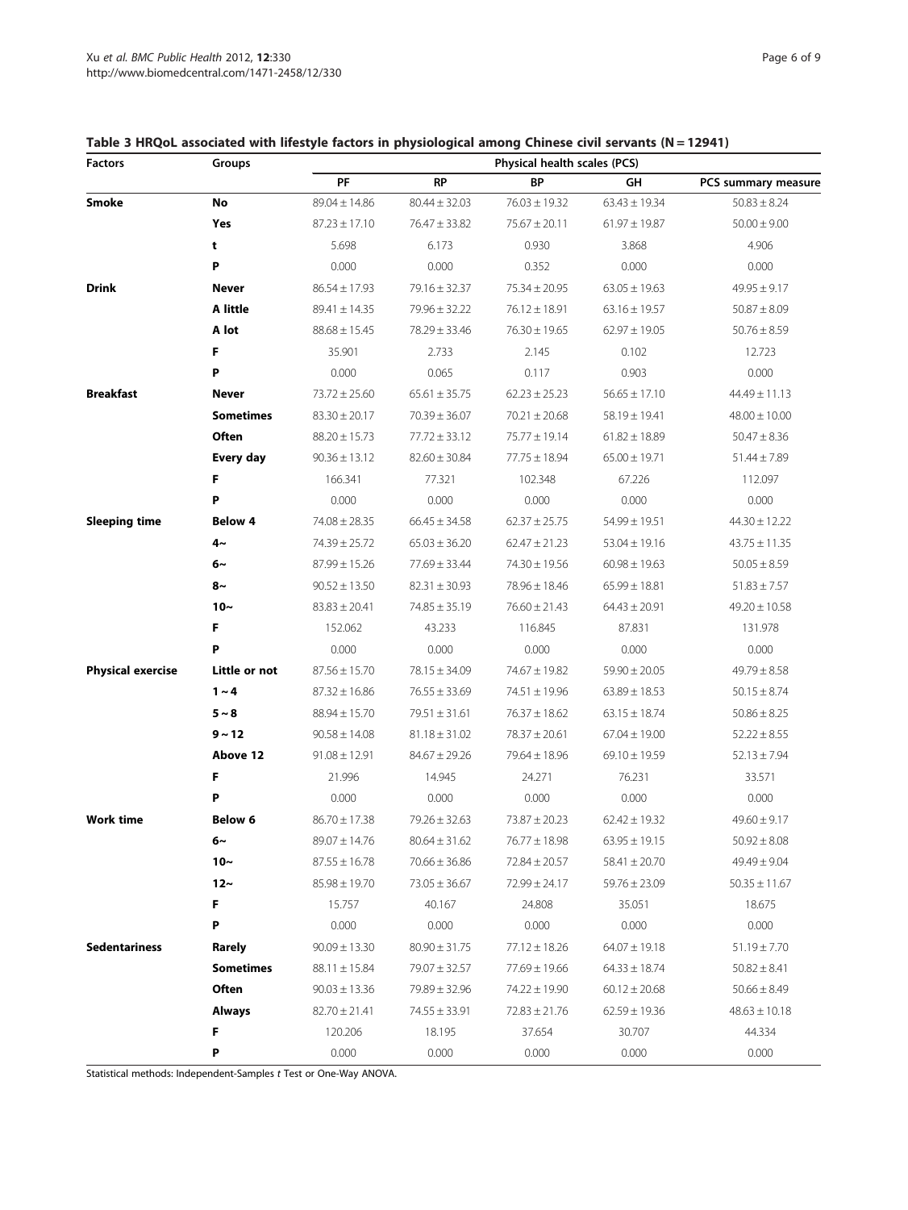**Table 3 HRQoL associated with lifestyle factors in physiological among Chinese civil servants (N = 12941)**

| Factors | Groups | Physical health scales (PCS) | | | | |
|---|---|---|---|---|---|---|
| | | PF | RP | BP | GH | PCS summary measure |
| **Smoke** | **No** | 89.04 ± 14.86 | 80.44 ± 32.03 | 76.03 ± 19.32 | 63.43 ± 19.34 | 50.83 ± 8.24 |
| | **Yes** | 87.23 ± 17.10 | 76.47 ± 33.82 | 75.67 ± 20.11 | 61.97 ± 19.87 | 50.00 ± 9.00 |
| | **t** | 5.698 | 6.173 | 0.930 | 3.868 | 4.906 |
| | **P** | 0.000 | 0.000 | 0.352 | 0.000 | 0.000 |
| **Drink** | **Never** | 86.54 ± 17.93 | 79.16 ± 32.37 | 75.34 ± 20.95 | 63.05 ± 19.63 | 49.95 ± 9.17 |
| | **A little** | 89.41 ± 14.35 | 79.96 ± 32.22 | 76.12 ± 18.91 | 63.16 ± 19.57 | 50.87 ± 8.09 |
| | **A lot** | 88.68 ± 15.45 | 78.29 ± 33.46 | 76.30 ± 19.65 | 62.97 ± 19.05 | 50.76 ± 8.59 |
| | **F** | 35.901 | 2.733 | 2.145 | 0.102 | 12.723 |
| | **P** | 0.000 | 0.065 | 0.117 | 0.903 | 0.000 |
| **Breakfast** | **Never** | 73.72 ± 25.60 | 65.61 ± 35.75 | 62.23 ± 25.23 | 56.65 ± 17.10 | 44.49 ± 11.13 |
| | **Sometimes** | 83.30 ± 20.17 | 70.39 ± 36.07 | 70.21 ± 20.68 | 58.19 ± 19.41 | 48.00 ± 10.00 |
| | **Often** | 88.20 ± 15.73 | 77.72 ± 33.12 | 75.77 ± 19.14 | 61.82 ± 18.89 | 50.47 ± 8.36 |
| | **Every day** | 90.36 ± 13.12 | 82.60 ± 30.84 | 77.75 ± 18.94 | 65.00 ± 19.71 | 51.44 ± 7.89 |
| | **F** | 166.341 | 77.321 | 102.348 | 67.226 | 112.097 |
| | **P** | 0.000 | 0.000 | 0.000 | 0.000 | 0.000 |
| **Sleeping time** | **Below 4** | 74.08 ± 28.35 | 66.45 ± 34.58 | 62.37 ± 25.75 | 54.99 ± 19.51 | 44.30 ± 12.22 |
| | **4~** | 74.39 ± 25.72 | 65.03 ± 36.20 | 62.47 ± 21.23 | 53.04 ± 19.16 | 43.75 ± 11.35 |
| | **6~** | 87.99 ± 15.26 | 77.69 ± 33.44 | 74.30 ± 19.56 | 60.98 ± 19.63 | 50.05 ± 8.59 |
| | **8~** | 90.52 ± 13.50 | 82.31 ± 30.93 | 78.96 ± 18.46 | 65.99 ± 18.81 | 51.83 ± 7.57 |
| | **10~** | 83.83 ± 20.41 | 74.85 ± 35.19 | 76.60 ± 21.43 | 64.43 ± 20.91 | 49.20 ± 10.58 |
| | **F** | 152.062 | 43.233 | 116.845 | 87.831 | 131.978 |
| | **P** | 0.000 | 0.000 | 0.000 | 0.000 | 0.000 |
| **Physical exercise** | **Little or not** | 87.56 ± 15.70 | 78.15 ± 34.09 | 74.67 ± 19.82 | 59.90 ± 20.05 | 49.79 ± 8.58 |
| | **1 ~ 4** | 87.32 ± 16.86 | 76.55 ± 33.69 | 74.51 ± 19.96 | 63.89 ± 18.53 | 50.15 ± 8.74 |
| | **5 ~ 8** | 88.94 ± 15.70 | 79.51 ± 31.61 | 76.37 ± 18.62 | 63.15 ± 18.74 | 50.86 ± 8.25 |
| | **9 ~ 12** | 90.58 ± 14.08 | 81.18 ± 31.02 | 78.37 ± 20.61 | 67.04 ± 19.00 | 52.22 ± 8.55 |
| | **Above 12** | 91.08 ± 12.91 | 84.67 ± 29.26 | 79.64 ± 18.96 | 69.10 ± 19.59 | 52.13 ± 7.94 |
| | **F** | 21.996 | 14.945 | 24.271 | 76.231 | 33.571 |
| | **P** | 0.000 | 0.000 | 0.000 | 0.000 | 0.000 |
| **Work time** | **Below 6** | 86.70 ± 17.38 | 79.26 ± 32.63 | 73.87 ± 20.23 | 62.42 ± 19.32 | 49.60 ± 9.17 |
| | **6~** | 89.07 ± 14.76 | 80.64 ± 31.62 | 76.77 ± 18.98 | 63.95 ± 19.15 | 50.92 ± 8.08 |
| | **10~** | 87.55 ± 16.78 | 70.66 ± 36.86 | 72.84 ± 20.57 | 58.41 ± 20.70 | 49.49 ± 9.04 |
| | **12~** | 85.98 ± 19.70 | 73.05 ± 36.67 | 72.99 ± 24.17 | 59.76 ± 23.09 | 50.35 ± 11.67 |
| | **F** | 15.757 | 40.167 | 24.808 | 35.051 | 18.675 |
| | **P** | 0.000 | 0.000 | 0.000 | 0.000 | 0.000 |
| **Sedentariness** | **Rarely** | 90.09 ± 13.30 | 80.90 ± 31.75 | 77.12 ± 18.26 | 64.07 ± 19.18 | 51.19 ± 7.70 |
| | **Sometimes** | 88.11 ± 15.84 | 79.07 ± 32.57 | 77.69 ± 19.66 | 64.33 ± 18.74 | 50.82 ± 8.41 |
| | **Often** | 90.03 ± 13.36 | 79.89 ± 32.96 | 74.22 ± 19.90 | 60.12 ± 20.68 | 50.66 ± 8.49 |
| | **Always** | 82.70 ± 21.41 | 74.55 ± 33.91 | 72.83 ± 21.76 | 62.59 ± 19.36 | 48.63 ± 10.18 |
| | **F** | 120.206 | 18.195 | 37.654 | 30.707 | 44.334 |
| | **P** | 0.000 | 0.000 | 0.000 | 0.000 | 0.000 |

Statistical methods: Independent-Samples *t* Test or One-Way ANOVA.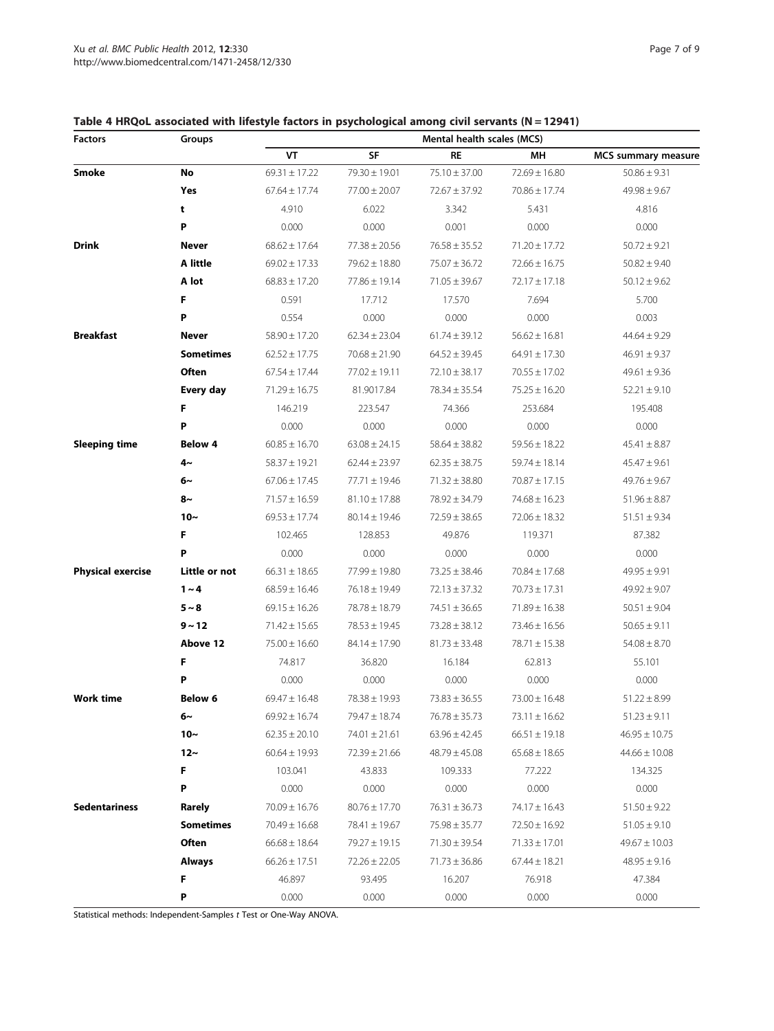**Table 4 HRQoL associated with lifestyle factors in psychological among civil servants (N = 12941)**

| Factors | Groups | Mental health scales (MCS) | | | | |
|---|---|---|---|---|---|---|
| | | VT | SF | RE | MH | MCS summary measure |
| **Smoke** | **No** | 69.31 ± 17.22 | 79.30 ± 19.01 | 75.10 ± 37.00 | 72.69 ± 16.80 | 50.86 ± 9.31 |
| | **Yes** | 67.64 ± 17.74 | 77.00 ± 20.07 | 72.67 ± 37.92 | 70.86 ± 17.74 | 49.98 ± 9.67 |
| | **t** | 4.910 | 6.022 | 3.342 | 5.431 | 4.816 |
| | **P** | 0.000 | 0.000 | 0.001 | 0.000 | 0.000 |
| **Drink** | **Never** | 68.62 ± 17.64 | 77.38 ± 20.56 | 76.58 ± 35.52 | 71.20 ± 17.72 | 50.72 ± 9.21 |
| | **A little** | 69.02 ± 17.33 | 79.62 ± 18.80 | 75.07 ± 36.72 | 72.66 ± 16.75 | 50.82 ± 9.40 |
| | **A lot** | 68.83 ± 17.20 | 77.86 ± 19.14 | 71.05 ± 39.67 | 72.17 ± 17.18 | 50.12 ± 9.62 |
| | **F** | 0.591 | 17.712 | 17.570 | 7.694 | 5.700 |
| | **P** | 0.554 | 0.000 | 0.000 | 0.000 | 0.003 |
| **Breakfast** | **Never** | 58.90 ± 17.20 | 62.34 ± 23.04 | 61.74 ± 39.12 | 56.62 ± 16.81 | 44.64 ± 9.29 |
| | **Sometimes** | 62.52 ± 17.75 | 70.68 ± 21.90 | 64.52 ± 39.45 | 64.91 ± 17.30 | 46.91 ± 9.37 |
| | **Often** | 67.54 ± 17.44 | 77.02 ± 19.11 | 72.10 ± 38.17 | 70.55 ± 17.02 | 49.61 ± 9.36 |
| | **Every day** | 71.29 ± 16.75 | 81.9017.84 | 78.34 ± 35.54 | 75.25 ± 16.20 | 52.21 ± 9.10 |
| | **F** | 146.219 | 223.547 | 74.366 | 253.684 | 195.408 |
| | **P** | 0.000 | 0.000 | 0.000 | 0.000 | 0.000 |
| **Sleeping time** | **Below 4** | 60.85 ± 16.70 | 63.08 ± 24.15 | 58.64 ± 38.82 | 59.56 ± 18.22 | 45.41 ± 8.87 |
| | **4~** | 58.37 ± 19.21 | 62.44 ± 23.97 | 62.35 ± 38.75 | 59.74 ± 18.14 | 45.47 ± 9.61 |
| | **6~** | 67.06 ± 17.45 | 77.71 ± 19.46 | 71.32 ± 38.80 | 70.87 ± 17.15 | 49.76 ± 9.67 |
| | **8~** | 71.57 ± 16.59 | 81.10 ± 17.88 | 78.92 ± 34.79 | 74.68 ± 16.23 | 51.96 ± 8.87 |
| | **10~** | 69.53 ± 17.74 | 80.14 ± 19.46 | 72.59 ± 38.65 | 72.06 ± 18.32 | 51.51 ± 9.34 |
| | **F** | 102.465 | 128.853 | 49.876 | 119.371 | 87.382 |
| | **P** | 0.000 | 0.000 | 0.000 | 0.000 | 0.000 |
| **Physical exercise** | **Little or not** | 66.31 ± 18.65 | 77.99 ± 19.80 | 73.25 ± 38.46 | 70.84 ± 17.68 | 49.95 ± 9.91 |
| | **1 ~ 4** | 68.59 ± 16.46 | 76.18 ± 19.49 | 72.13 ± 37.32 | 70.73 ± 17.31 | 49.92 ± 9.07 |
| | **5 ~ 8** | 69.15 ± 16.26 | 78.78 ± 18.79 | 74.51 ± 36.65 | 71.89 ± 16.38 | 50.51 ± 9.04 |
| | **9 ~ 12** | 71.42 ± 15.65 | 78.53 ± 19.45 | 73.28 ± 38.12 | 73.46 ± 16.56 | 50.65 ± 9.11 |
| | **Above 12** | 75.00 ± 16.60 | 84.14 ± 17.90 | 81.73 ± 33.48 | 78.71 ± 15.38 | 54.08 ± 8.70 |
| | **F** | 74.817 | 36.820 | 16.184 | 62.813 | 55.101 |
| | **P** | 0.000 | 0.000 | 0.000 | 0.000 | 0.000 |
| **Work time** | **Below 6** | 69.47 ± 16.48 | 78.38 ± 19.93 | 73.83 ± 36.55 | 73.00 ± 16.48 | 51.22 ± 8.99 |
| | **6~** | 69.92 ± 16.74 | 79.47 ± 18.74 | 76.78 ± 35.73 | 73.11 ± 16.62 | 51.23 ± 9.11 |
| | **10~** | 62.35 ± 20.10 | 74.01 ± 21.61 | 63.96 ± 42.45 | 66.51 ± 19.18 | 46.95 ± 10.75 |
| | **12~** | 60.64 ± 19.93 | 72.39 ± 21.66 | 48.79 ± 45.08 | 65.68 ± 18.65 | 44.66 ± 10.08 |
| | **F** | 103.041 | 43.833 | 109.333 | 77.222 | 134.325 |
| | **P** | 0.000 | 0.000 | 0.000 | 0.000 | 0.000 |
| **Sedentariness** | **Rarely** | 70.09 ± 16.76 | 80.76 ± 17.70 | 76.31 ± 36.73 | 74.17 ± 16.43 | 51.50 ± 9.22 |
| | **Sometimes** | 70.49 ± 16.68 | 78.41 ± 19.67 | 75.98 ± 35.77 | 72.50 ± 16.92 | 51.05 ± 9.10 |
| | **Often** | 66.68 ± 18.64 | 79.27 ± 19.15 | 71.30 ± 39.54 | 71.33 ± 17.01 | 49.67 ± 10.03 |
| | **Always** | 66.26 ± 17.51 | 72.26 ± 22.05 | 71.73 ± 36.86 | 67.44 ± 18.21 | 48.95 ± 9.16 |
| | **F** | 46.897 | 93.495 | 16.207 | 76.918 | 47.384 |
| | **P** | 0.000 | 0.000 | 0.000 | 0.000 | 0.000 |

Statistical methods: Independent-Samples *t* Test or One-Way ANOVA.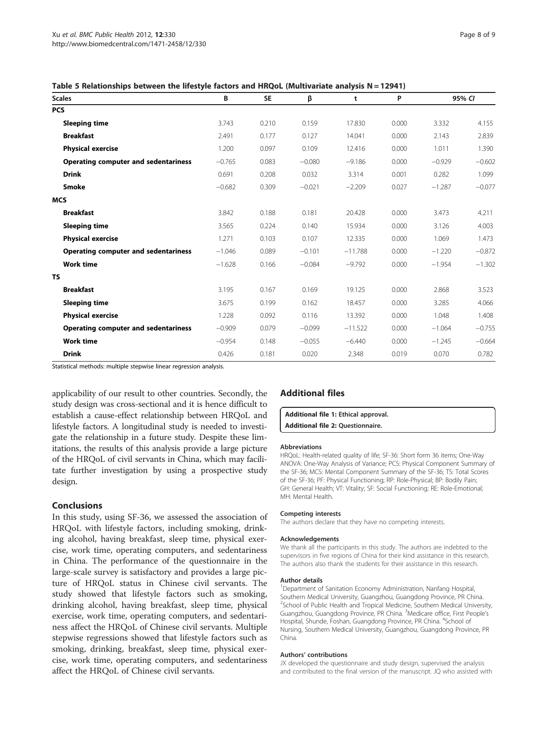**Table 5 Relationships between the lifestyle factors and HRQoL (Multivariate analysis N = 12941)**

| Scales | B | SE | β | t | P | 95% CI | |
|---|---|---|---|---|---|---|---|
| **PCS** | | | | | | | |
| **Sleeping time** | 3.743 | 0.210 | 0.159 | 17.830 | 0.000 | 3.332 | 4.155 |
| **Breakfast** | 2.491 | 0.177 | 0.127 | 14.041 | 0.000 | 2.143 | 2.839 |
| **Physical exercise** | 1.200 | 0.097 | 0.109 | 12.416 | 0.000 | 1.011 | 1.390 |
| **Operating computer and sedentariness** | −0.765 | 0.083 | −0.080 | −9.186 | 0.000 | −0.929 | −0.602 |
| **Drink** | 0.691 | 0.208 | 0.032 | 3.314 | 0.001 | 0.282 | 1.099 |
| **Smoke** | −0.682 | 0.309 | −0.021 | −2.209 | 0.027 | −1.287 | −0.077 |
| **MCS** | | | | | | | |
| **Breakfast** | 3.842 | 0.188 | 0.181 | 20.428 | 0.000 | 3.473 | 4.211 |
| **Sleeping time** | 3.565 | 0.224 | 0.140 | 15.934 | 0.000 | 3.126 | 4.003 |
| **Physical exercise** | 1.271 | 0.103 | 0.107 | 12.335 | 0.000 | 1.069 | 1.473 |
| **Operating computer and sedentariness** | −1.046 | 0.089 | −0.101 | −11.788 | 0.000 | −1.220 | −0.872 |
| **Work time** | −1.628 | 0.166 | −0.084 | −9.792 | 0.000 | −1.954 | −1.302 |
| **TS** | | | | | | | |
| **Breakfast** | 3.195 | 0.167 | 0.169 | 19.125 | 0.000 | 2.868 | 3.523 |
| **Sleeping time** | 3.675 | 0.199 | 0.162 | 18.457 | 0.000 | 3.285 | 4.066 |
| **Physical exercise** | 1.228 | 0.092 | 0.116 | 13.392 | 0.000 | 1.048 | 1.408 |
| **Operating computer and sedentariness** | −0.909 | 0.079 | −0.099 | −11.522 | 0.000 | −1.064 | −0.755 |
| **Work time** | −0.954 | 0.148 | −0.055 | −6.440 | 0.000 | −1.245 | −0.664 |
| **Drink** | 0.426 | 0.181 | 0.020 | 2.348 | 0.019 | 0.070 | 0.782 |

Statistical methods: multiple stepwise linear regression analysis.

applicability of our result to other countries. Secondly, the study design was cross-sectional and it is hence difficult to establish a cause-effect relationship between HRQoL and lifestyle factors. A longitudinal study is needed to investigate the relationship in a future study. Despite these limitations, the results of this analysis provide a large picture of the HRQoL of civil servants in China, which may facilitate further investigation by using a prospective study design.

## Conclusions

In this study, using SF-36, we assessed the association of HRQoL with lifestyle factors, including smoking, drinking alcohol, having breakfast, sleep time, physical exercise, work time, operating computers, and sedentariness in China. The performance of the questionnaire in the large-scale survey is satisfactory and provides a large picture of HRQoL status in Chinese civil servants. The study showed that lifestyle factors such as smoking, drinking alcohol, having breakfast, sleep time, physical exercise, work time, operating computers, and sedentariness affect the HRQoL of Chinese civil servants. Multiple stepwise regressions showed that lifestyle factors such as smoking, drinking, breakfast, sleep time, physical exercise, work time, operating computers, and sedentariness affect the HRQoL of Chinese civil servants.

## Additional files

**Additional file 1: Ethical approval.**
**Additional file 2: Questionnaire.**

#### Abbreviations

HRQoL: Health-related quality of life; SF-36: Short form 36 items; One-Way ANOVA: One-Way Analysis of Variance; PCS: Physical Component Summary of the SF-36; MCS: Mental Component Summary of the SF-36; TS: Total Scores of the SF-36; PF: Physical Functioning; RP: Role-Physical; BP: Bodily Pain; GH: General Health; VT: Vitality; SF: Social Functioning; RE: Role-Emotional; MH: Mental Health.

#### Competing interests

The authors declare that they have no competing interests.

#### Acknowledgements

We thank all the participants in this study. The authors are indebted to the supervisors in five regions of China for their kind assistance in this research. The authors also thank the students for their assistance in this research.

#### Author details

[1]Department of Sanitation Economy Administration, Nanfang Hospital, Southern Medical University, Guangzhou, Guangdong Province, PR China. [2]School of Public Health and Tropical Medicine, Southern Medical University, Guangzhou, Guangdong Province, PR China. [3]Medicare office, First People's Hospital, Shunde, Foshan, Guangdong Province, PR China. [4]School of Nursing, Southern Medical University, Guangzhou, Guangdong Province, PR China.

#### Authors' contributions

JX developed the questionnaire and study design, supervised the analysis and contributed to the final version of the manuscript. JQ who assisted with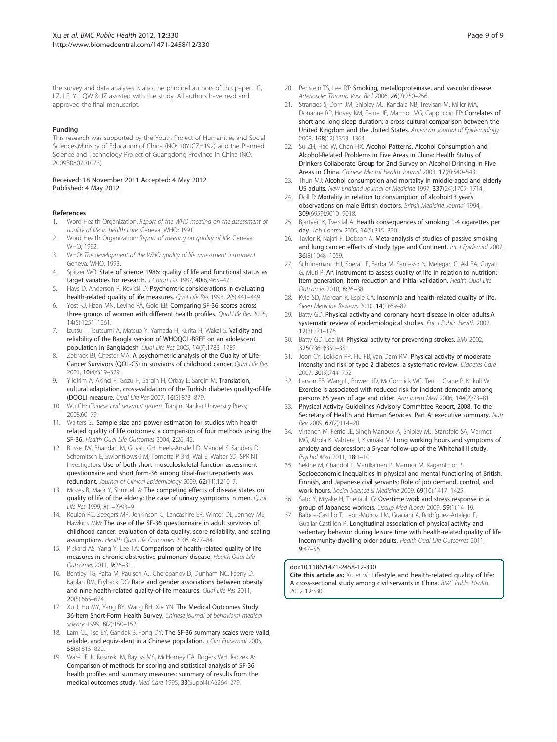the survey and data analyses is also the principal authors of this paper. JC, LZ, LF, YL, QW & JZ assisted with the study. All authors have read and approved the final manuscript.

### Funding

This research was supported by the Youth Project of Humanities and Social Sciences,Ministry of Education of China (NO: 10YJCZH192) and the Planned Science and Technology Project of Guangdong Province in China (NO: 2009B080701073).

Received: 18 November 2011 Accepted: 4 May 2012
Published: 4 May 2012

### References

1. Word Health Organization: *Report of the WHO meeting on the assessment of quality of life in health care.* Geneva: WHO; 1991.
2. Word Health Organization: *Report of meeting on quality of life.* Geneva: WHO; 1992.
3. WHO: *The development of the WHO quality of life assessment instrument.* Geneva: WHO; 1993.
4. Spitzer WO: **State of science 1986: quality of life and functional status as target variables for research.** *J Chron Dis* 1987, **40**(6):465–471.
5. Hays D, Anderson R, Revicki D: **Psychomtric considerations in evaluating health-related quality of life measures.** *Qual Life Res* 1993, **2**(6):441–449.
6. Yost KJ, Haan MN, Levine RA, Gold EB: **Comparing SF-36 scores across three groups of women with different health profiles.** *Qual Life Res* 2005, **14**(5):1251–1261.
7. Izutsu T, Tsutsumi A, Matsuo Y, Yamada H, Kurita H, Wakai S: **Validity and reliability of the Bangla version of WHOQOL-BREF on an adolescent population in Bangladesh.** *Qual Life Res* 2005, **14**(7):1783–1789.
8. Zebrack BJ, Chester MA: **A psychometric analysis of the Quality of Life-Cancer Survivors (QOL-CS) in survivors of childhood cancer.** *Qual Life Res* 2001, **10**(4):319–329.
9. Yildirim A, Akinci F, Gozu H, Sargin H, Orbay E, Sargin M: **Translation, cultural adaptation, cross-validation of the Turkish diabetes quality-of-life (DQOL) measure.** *Qual Life Res* 2007, **16**(5):873–879.
10. Wu CH: *Chinese civil servants' system.* Tianjin: Nankai University Press; 2008:60–79.
11. Walters SJ: **Sample size and power estimation for studies with health related quality of life outcomes: a comparison of four methods using the SF-36.** *Health Qual Life Outcomes* 2004, **2**:26–42.
12. Busse JW, Bhandari M, Guyatt GH, Heels-Ansdell D, Mandel S, Sanders D, Schemitsch E, Swiontkowski M, Tornetta P 3rd, Wai E, Walter SD, SPRINT Investigators: **Use of both short musculoskeletal function assessment questionnaire and short form-36 among tibial-fracturepatients was redundant.** *Journal of Clinical Epidemiology* 2009, **62**(11):1210–7.
13. Mozes B, Maor Y, Shmueli A: **The competing effects of disease states on quality of life of the elderly: the case of urinary symptoms in men.** *Qual Life Res* 1999, **8**(1–2):93–9.
14. Reulen RC, Zeegers MP, Jenkinson C, Lancashire ER, Winter DL, Jenney ME, Hawkins MM: **The use of the SF-36 questionnaire in adult survivors of childhood cancer: evaluation of data quality, score reliability, and scaling assumptions.** *Health Qual Life Outcomes* 2006, **4**:77–84.
15. Pickard AS, Yang Y, Lee TA: **Comparison of health-related quality of life measures in chronic obstructive pulmonary disease.** *Health Qual Life Outcomes* 2011, **9**:26–31.
16. Bentley TG, Palta M, Paulsen AJ, Cherepanov D, Dunham NC, Feeny D, Kaplan RM, Fryback DG: **Race and gender associations between obesity and nine health-related quality-of-life measures.** *Qual Life Res* 2011, **20**(5):665–674.
17. Xu J, Hu MY, Yang BY, Wang BH, Xie YN: **The Medical Outcomes Study 36-Item Short-Form Health Survey.** *Chinese journal of behavioral medical science* 1999, **8**(2):150–152.
18. Lam CL, Tse EY, Gandek B, Fong DY: **The SF-36 summary scales were valid, reliable, and equiv-alent in a Chinese population.** *J Clin Epidemiol* 2005, **58**(8):815–822.
19. Ware JE Jr, Kosinski M, Bayliss MS, McHorney CA, Rogers WH, Raczek A: **Comparison of methods for scoring and statistical analysis of SF-36 health profiles and summary measures: summary of results from the medical outcomes study.** *Med Care* 1995, **33**(Suppl4):AS264–279.
20. Perlstein TS, Lee RT: **Smoking, metalloproteinase, and vascular disease.** *Arterioscler Thromb Vasc Biol* 2006, **26**(2):250–256.
21. Stranges S, Dorn JM, Shipley MJ, Kandala NB, Trevisan M, Miller MA, Donahue RP, Hovey KM, Ferrie JE, Marmot MG, Cappuccio FP: **Correlates of short and long sleep duration: a cross-cultural comparison between the United Kingdom and the United States.** *American Journal of Epidemiology* 2008, **168**(12):1353–1364.
22. Su ZH, Hao W, Chen HX: **Alcohol Patterns, Alcohol Consumption and Alcohol-Related Problems in Five Areas in China: Health Status of Drinkers Collaborate Group for 2nd Survey on Alcohol Drinking in Five Areas in China.** *Chinese Mental Health Journal* 2003, **17**(8):540–543.
23. Thun MJ: **Alcohol consumption and mortality in middle-aged and elderly US adults.** *New England Journal of Medicine* 1997, **337**(24):1705–1714.
24. Doll R: **Mortality in relation to consumption of alcohol:13 years observations on male British doctors.** *British Medicine Journal* 1994, **309**(6959):9010–9018.
25. Bjartveit K, Tverdal A: **Health consequences of smoking 1-4 cigarettes per day.** *Tob Control* 2005, **14**(5):315–320.
26. Taylor R, Najafi F, Dobson A: **Meta-analysis of studies of passive smoking and lung cancer: effects of study type and Continent.** *Int J Epidemiol* 2007, **36**(8):1048–1059.
27. Schünemann HJ, Sperati F, Barba M, Santesso N, Melegari C, Akl EA, Guyatt G, Muti P: **An instrument to assess quality of life in relation to nutrition: item generation, item reduction and initial validation.** *Health Qual Life Outcomes* 2010, **8**:26–38.
28. Kyle SD, Morgan K, Espie CA: **Insomnia and health-related quality of life.** *Sleep Medicine Reviews* 2010, **14**(1):69–82.
29. Batty GD: **Physical activity and coronary heart disease in older adults.A systematic review of epidemiological studies.** *Eur J Public Health* 2002, **12**(3):171–176.
30. Batty GD, Lee IM: **Physical activity for preventing strokes.** *BMJ* 2002, **325**(7360):350–351.
31. Jeon CY, Lokken RP, Hu FB, van Dam RM: **Physical activity of moderate intensity and risk of type 2 diabetes: a systematic review.** *Diabetes Care* 2007, **30**(3):744–752.
32. Larson EB, Wang L, Bowen JD, McCormick WC, Teri L, Crane P, Kukull W: **Exercise is associated with reduced risk for incident dementia among persons 65 years of age and older.** *Ann Intern Med* 2006, **144**(2):73–81.
33. **Physical Activity Guidelines Advisory Committee Report, 2008. To the Secretary of Health and Human Services. Part A: executive summary.** *Nutr Rev* 2009, **67**(2):114–20.
34. Virtanen M, Ferrie JE, Singh-Manoux A, Shipley MJ, Stansfeld SA, Marmot MG, Ahola K, Vahtera J, Kivimäki M: **Long working hours and symptoms of anxiety and depression: a 5-year follow-up of the Whitehall II study.** *Psychol Med* 2011, **18**:1–10.
35. Sekine M, Chandol T, Martikainen P, Marmot M, Kagamimori S: **Socioeconomic inequalities in physical and mental functioning of British, Finnish, and Japanese civil servants: Role of job demand, control, and work hours.** *Social Science & Medicine* 2009, **69**(10):1417–1425.
36. Sato Y, Miyake H, Thériault G: **Overtime work and stress response in a group of Japanese workers.** *Occup Med (Lond)* 2009, **59**(1):14–19.
37. Balboa-Castillo T, León-Muñoz LM, Graciani A, Rodríguez-Artalejo F, Guallar-Castillón P: **Longitudinal association of physical activity and sedentary behavior during leisure time with health-related quality of life incommunity-dwelling older adults.** *Health Qual Life Outcomes* 2011, **9**:47–56.

doi:10.1186/1471-2458-12-330
**Cite this article as:** Xu *et al.*: Lifestyle and health-related quality of life: A cross-sectional study among civil servants in China. *BMC Public Health* 2012 **12**:330.